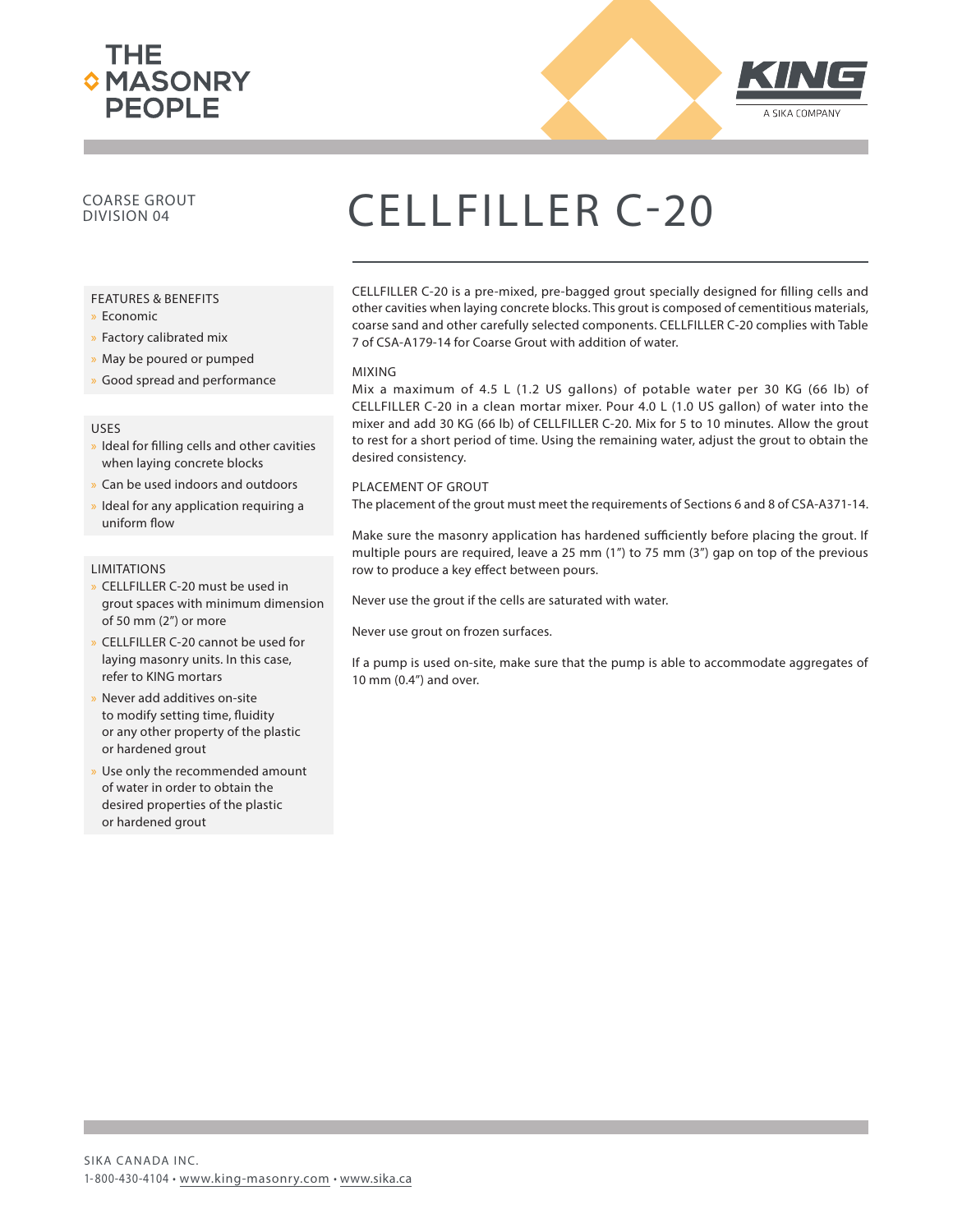THE MASONRY PEOPLE

KING — A SIKA COMPANY

COARSE GROUT
DIVISION 04

# CELLFILLER C-20

CELLFILLER C-20 is a pre-mixed, pre-bagged grout specially designed for filling cells and other cavities when laying concrete blocks. This grout is composed of cementitious materials, coarse sand and other carefully selected components. CELLFILLER C-20 complies with Table 7 of CSA-A179-14 for Coarse Grout with addition of water.

## FEATURES & BENEFITS

- Economic
- Factory calibrated mix
- May be poured or pumped
- Good spread and performance

## USES

- Ideal for filling cells and other cavities when laying concrete blocks
- Can be used indoors and outdoors
- Ideal for any application requiring a uniform flow

## LIMITATIONS

- CELLFILLER C-20 must be used in grout spaces with minimum dimension of 50 mm (2") or more
- CELLFILLER C-20 cannot be used for laying masonry units. In this case, refer to KING mortars
- Never add additives on-site to modify setting time, fluidity or any other property of the plastic or hardened grout
- Use only the recommended amount of water in order to obtain the desired properties of the plastic or hardened grout

## MIXING

Mix a maximum of 4.5 L (1.2 US gallons) of potable water per 30 KG (66 lb) of CELLFILLER C-20 in a clean mortar mixer. Pour 4.0 L (1.0 US gallon) of water into the mixer and add 30 KG (66 lb) of CELLFILLER C-20. Mix for 5 to 10 minutes. Allow the grout to rest for a short period of time. Using the remaining water, adjust the grout to obtain the desired consistency.

## PLACEMENT OF GROUT

The placement of the grout must meet the requirements of Sections 6 and 8 of CSA-A371-14.

Make sure the masonry application has hardened sufficiently before placing the grout. If multiple pours are required, leave a 25 mm (1") to 75 mm (3") gap on top of the previous row to produce a key effect between pours.

Never use the grout if the cells are saturated with water.

Never use grout on frozen surfaces.

If a pump is used on-site, make sure that the pump is able to accommodate aggregates of 10 mm (0.4") and over.

SIKA CANADA INC.
1-800-430-4104 • www.king-masonry.com • www.sika.ca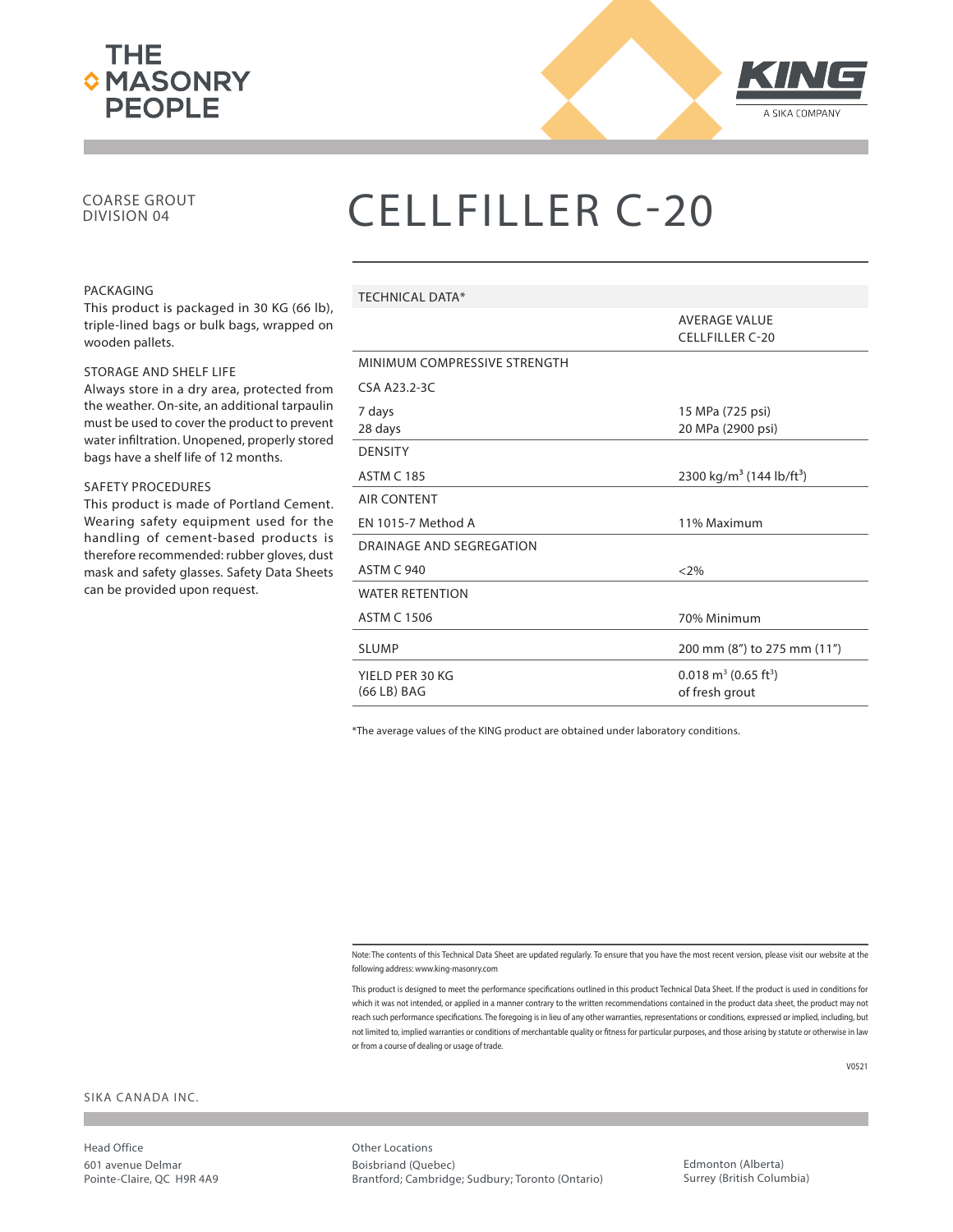THE MASONRY PEOPLE

KING
A SIKA COMPANY

COARSE GROUT
DIVISION 04

# CELLFILLER C-20

## PACKAGING

This product is packaged in 30 KG (66 lb), triple-lined bags or bulk bags, wrapped on wooden pallets.

## STORAGE AND SHELF LIFE

Always store in a dry area, protected from the weather. On-site, an additional tarpaulin must be used to cover the product to prevent water infiltration. Unopened, properly stored bags have a shelf life of 12 months.

## SAFETY PROCEDURES

This product is made of Portland Cement. Wearing safety equipment used for the handling of cement-based products is therefore recommended: rubber gloves, dust mask and safety glasses. Safety Data Sheets can be provided upon request.

## TECHNICAL DATA*

| | AVERAGE VALUE CELLFILLER C-20 |
|---|---|
| MINIMUM COMPRESSIVE STRENGTH | |
| CSA A23.2-3C | |
| 7 days<br>28 days | 15 MPa (725 psi)<br>20 MPa (2900 psi) |
| DENSITY | |
| ASTM C 185 | 2300 kg/m³ (144 lb/ft³) |
| AIR CONTENT | |
| EN 1015-7 Method A | 11% Maximum |
| DRAINAGE AND SEGREGATION | |
| ASTM C 940 | <2% |
| WATER RETENTION | |
| ASTM C 1506 | 70% Minimum |
| SLUMP | 200 mm (8") to 275 mm (11") |
| YIELD PER 30 KG (66 LB) BAG | 0.018 m³ (0.65 ft³) of fresh grout |

*The average values of the KING product are obtained under laboratory conditions.

Note: The contents of this Technical Data Sheet are updated regularly. To ensure that you have the most recent version, please visit our website at the following address: www.king-masonry.com

This product is designed to meet the performance specifications outlined in this product Technical Data Sheet. If the product is used in conditions for which it was not intended, or applied in a manner contrary to the written recommendations contained in the product data sheet, the product may not reach such performance specifications. The foregoing is in lieu of any other warranties, representations or conditions, expressed or implied, including, but not limited to, implied warranties or conditions of merchantable quality or fitness for particular purposes, and those arising by statute or otherwise in law or from a course of dealing or usage of trade.

V0521

SIKA CANADA INC.

Head Office
601 avenue Delmar
Pointe-Claire, QC H9R 4A9

Other Locations
Boisbriand (Quebec)
Brantford; Cambridge; Sudbury; Toronto (Ontario)
Edmonton (Alberta)
Surrey (British Columbia)